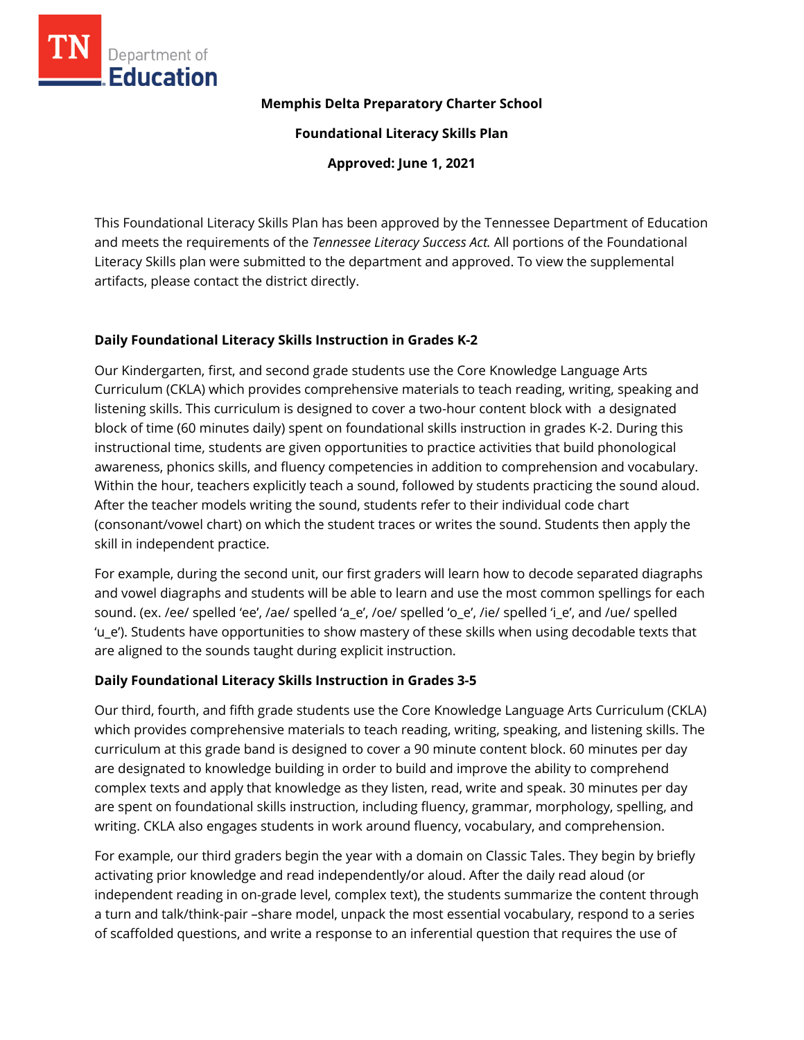**Memphis Delta Preparatory Charter School**

**Foundational Literacy Skills Plan**

**Approved: June 1, 2021**

This Foundational Literacy Skills Plan has been approved by the Tennessee Department of Education and meets the requirements of the *Tennessee Literacy Success Act.* All portions of the Foundational Literacy Skills plan were submitted to the department and approved. To view the supplemental artifacts, please contact the district directly.

## Daily Foundational Literacy Skills Instruction in Grades K-2

Our Kindergarten, first, and second grade students use the Core Knowledge Language Arts Curriculum (CKLA) which provides comprehensive materials to teach reading, writing, speaking and listening skills. This curriculum is designed to cover a two-hour content block with a designated block of time (60 minutes daily) spent on foundational skills instruction in grades K-2. During this instructional time, students are given opportunities to practice activities that build phonological awareness, phonics skills, and fluency competencies in addition to comprehension and vocabulary. Within the hour, teachers explicitly teach a sound, followed by students practicing the sound aloud. After the teacher models writing the sound, students refer to their individual code chart (consonant/vowel chart) on which the student traces or writes the sound. Students then apply the skill in independent practice.

For example, during the second unit, our first graders will learn how to decode separated diagraphs and vowel diagraphs and students will be able to learn and use the most common spellings for each sound. (ex. /ee/ spelled 'ee', /ae/ spelled 'a_e', /oe/ spelled 'o_e', /ie/ spelled 'i_e', and /ue/ spelled 'u_e'). Students have opportunities to show mastery of these skills when using decodable texts that are aligned to the sounds taught during explicit instruction.

## Daily Foundational Literacy Skills Instruction in Grades 3-5

Our third, fourth, and fifth grade students use the Core Knowledge Language Arts Curriculum (CKLA) which provides comprehensive materials to teach reading, writing, speaking, and listening skills. The curriculum at this grade band is designed to cover a 90 minute content block. 60 minutes per day are designated to knowledge building in order to build and improve the ability to comprehend complex texts and apply that knowledge as they listen, read, write and speak. 30 minutes per day are spent on foundational skills instruction, including fluency, grammar, morphology, spelling, and writing. CKLA also engages students in work around fluency, vocabulary, and comprehension.

For example, our third graders begin the year with a domain on Classic Tales. They begin by briefly activating prior knowledge and read independently/or aloud. After the daily read aloud (or independent reading in on-grade level, complex text), the students summarize the content through a turn and talk/think-pair –share model, unpack the most essential vocabulary, respond to a series of scaffolded questions, and write a response to an inferential question that requires the use of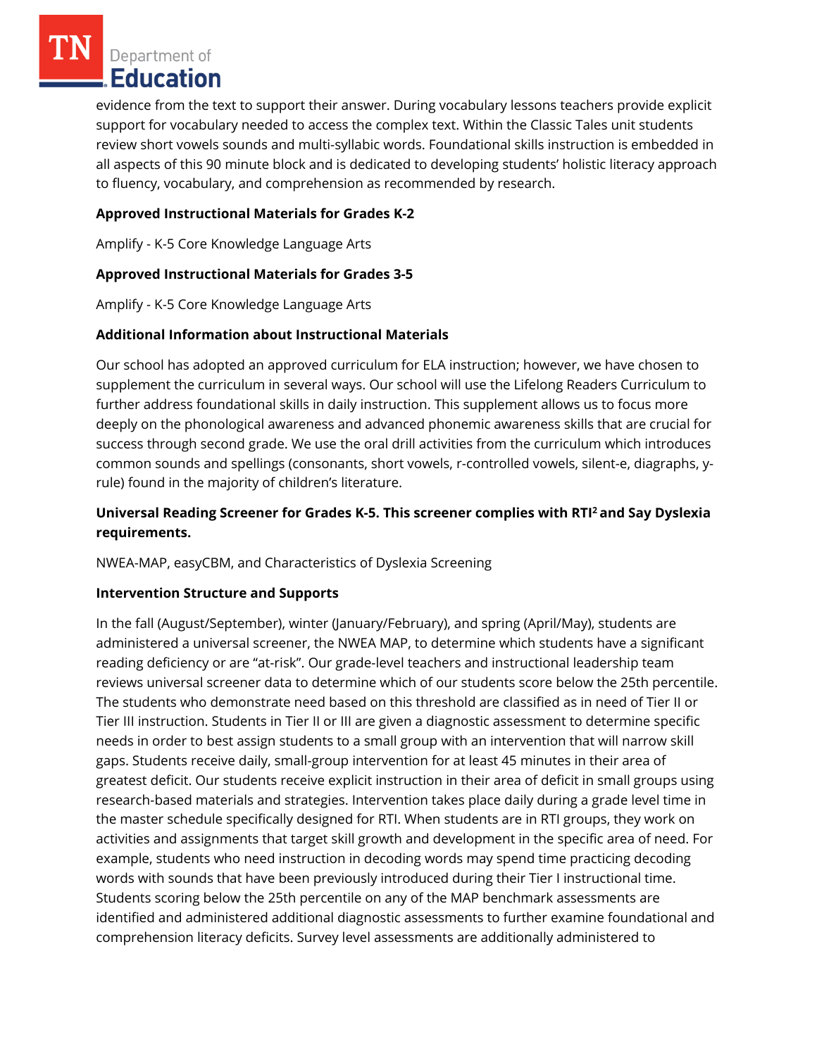evidence from the text to support their answer. During vocabulary lessons teachers provide explicit support for vocabulary needed to access the complex text. Within the Classic Tales unit students review short vowels sounds and multi-syllabic words. Foundational skills instruction is embedded in all aspects of this 90 minute block and is dedicated to developing students' holistic literacy approach to fluency, vocabulary, and comprehension as recommended by research.

**Approved Instructional Materials for Grades K-2**

Amplify - K-5 Core Knowledge Language Arts

**Approved Instructional Materials for Grades 3-5**

Amplify - K-5 Core Knowledge Language Arts

**Additional Information about Instructional Materials**

Our school has adopted an approved curriculum for ELA instruction; however, we have chosen to supplement the curriculum in several ways. Our school will use the Lifelong Readers Curriculum to further address foundational skills in daily instruction. This supplement allows us to focus more deeply on the phonological awareness and advanced phonemic awareness skills that are crucial for success through second grade. We use the oral drill activities from the curriculum which introduces common sounds and spellings (consonants, short vowels, r-controlled vowels, silent-e, diagraphs, y-rule) found in the majority of children's literature.

**Universal Reading Screener for Grades K-5. This screener complies with RTI² and Say Dyslexia requirements.**

NWEA-MAP, easyCBM, and Characteristics of Dyslexia Screening

**Intervention Structure and Supports**

In the fall (August/September), winter (January/February), and spring (April/May), students are administered a universal screener, the NWEA MAP, to determine which students have a significant reading deficiency or are "at-risk". Our grade-level teachers and instructional leadership team reviews universal screener data to determine which of our students score below the 25th percentile. The students who demonstrate need based on this threshold are classified as in need of Tier II or Tier III instruction. Students in Tier II or III are given a diagnostic assessment to determine specific needs in order to best assign students to a small group with an intervention that will narrow skill gaps. Students receive daily, small-group intervention for at least 45 minutes in their area of greatest deficit. Our students receive explicit instruction in their area of deficit in small groups using research-based materials and strategies. Intervention takes place daily during a grade level time in the master schedule specifically designed for RTI. When students are in RTI groups, they work on activities and assignments that target skill growth and development in the specific area of need. For example, students who need instruction in decoding words may spend time practicing decoding words with sounds that have been previously introduced during their Tier I instructional time. Students scoring below the 25th percentile on any of the MAP benchmark assessments are identified and administered additional diagnostic assessments to further examine foundational and comprehension literacy deficits. Survey level assessments are additionally administered to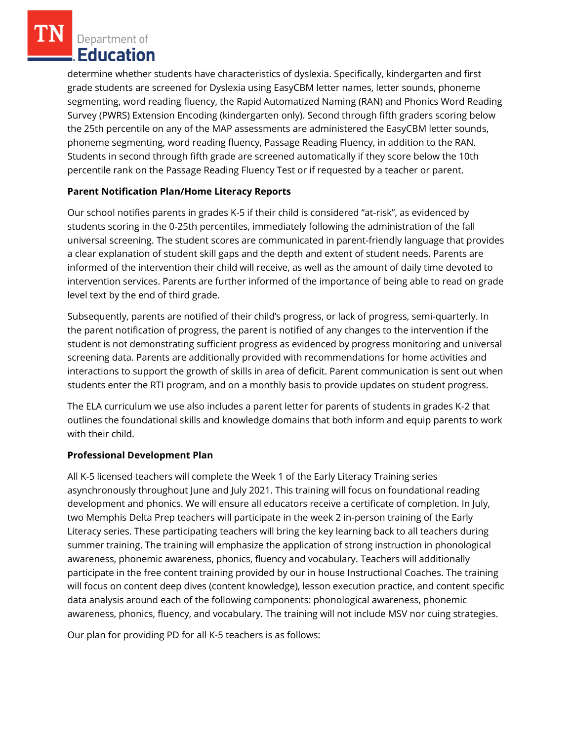determine whether students have characteristics of dyslexia. Specifically, kindergarten and first grade students are screened for Dyslexia using EasyCBM letter names, letter sounds, phoneme segmenting, word reading fluency, the Rapid Automatized Naming (RAN) and Phonics Word Reading Survey (PWRS) Extension Encoding (kindergarten only). Second through fifth graders scoring below the 25th percentile on any of the MAP assessments are administered the EasyCBM letter sounds, phoneme segmenting, word reading fluency, Passage Reading Fluency, in addition to the RAN. Students in second through fifth grade are screened automatically if they score below the 10th percentile rank on the Passage Reading Fluency Test or if requested by a teacher or parent.

**Parent Notification Plan/Home Literacy Reports**

Our school notifies parents in grades K-5 if their child is considered "at-risk", as evidenced by students scoring in the 0-25th percentiles, immediately following the administration of the fall universal screening. The student scores are communicated in parent-friendly language that provides a clear explanation of student skill gaps and the depth and extent of student needs. Parents are informed of the intervention their child will receive, as well as the amount of daily time devoted to intervention services. Parents are further informed of the importance of being able to read on grade level text by the end of third grade.

Subsequently, parents are notified of their child's progress, or lack of progress, semi-quarterly. In the parent notification of progress, the parent is notified of any changes to the intervention if the student is not demonstrating sufficient progress as evidenced by progress monitoring and universal screening data. Parents are additionally provided with recommendations for home activities and interactions to support the growth of skills in area of deficit. Parent communication is sent out when students enter the RTI program, and on a monthly basis to provide updates on student progress.

The ELA curriculum we use also includes a parent letter for parents of students in grades K-2 that outlines the foundational skills and knowledge domains that both inform and equip parents to work with their child.

**Professional Development Plan**

All K-5 licensed teachers will complete the Week 1 of the Early Literacy Training series asynchronously throughout June and July 2021. This training will focus on foundational reading development and phonics. We will ensure all educators receive a certificate of completion. In July, two Memphis Delta Prep teachers will participate in the week 2 in-person training of the Early Literacy series. These participating teachers will bring the key learning back to all teachers during summer training. The training will emphasize the application of strong instruction in phonological awareness, phonemic awareness, phonics, fluency and vocabulary. Teachers will additionally participate in the free content training provided by our in house Instructional Coaches. The training will focus on content deep dives (content knowledge), lesson execution practice, and content specific data analysis around each of the following components: phonological awareness, phonemic awareness, phonics, fluency, and vocabulary. The training will not include MSV nor cuing strategies.

Our plan for providing PD for all K-5 teachers is as follows: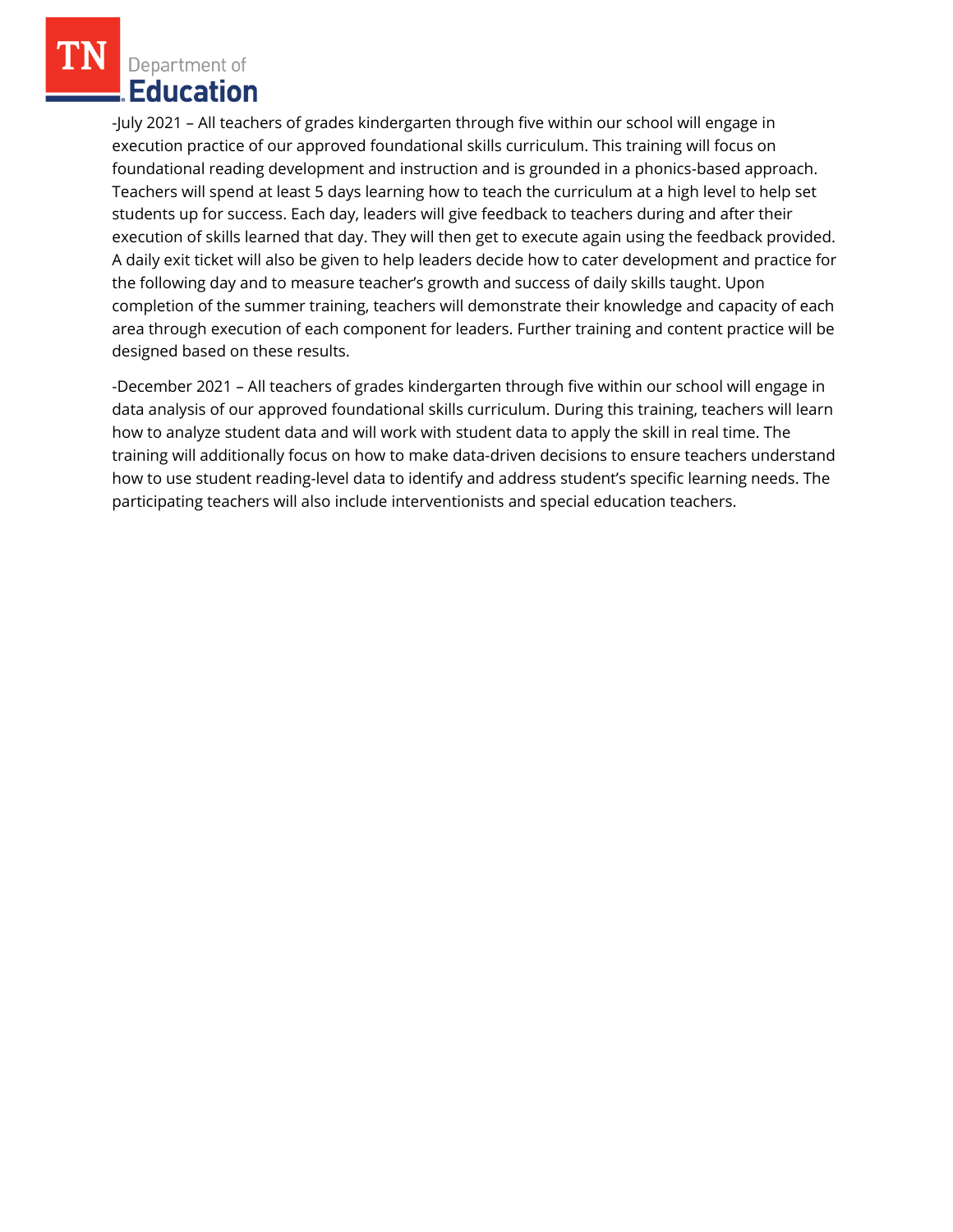-July 2021 – All teachers of grades kindergarten through five within our school will engage in execution practice of our approved foundational skills curriculum. This training will focus on foundational reading development and instruction and is grounded in a phonics-based approach. Teachers will spend at least 5 days learning how to teach the curriculum at a high level to help set students up for success. Each day, leaders will give feedback to teachers during and after their execution of skills learned that day. They will then get to execute again using the feedback provided. A daily exit ticket will also be given to help leaders decide how to cater development and practice for the following day and to measure teacher's growth and success of daily skills taught. Upon completion of the summer training, teachers will demonstrate their knowledge and capacity of each area through execution of each component for leaders. Further training and content practice will be designed based on these results.

-December 2021 – All teachers of grades kindergarten through five within our school will engage in data analysis of our approved foundational skills curriculum. During this training, teachers will learn how to analyze student data and will work with student data to apply the skill in real time. The training will additionally focus on how to make data-driven decisions to ensure teachers understand how to use student reading-level data to identify and address student's specific learning needs. The participating teachers will also include interventionists and special education teachers.